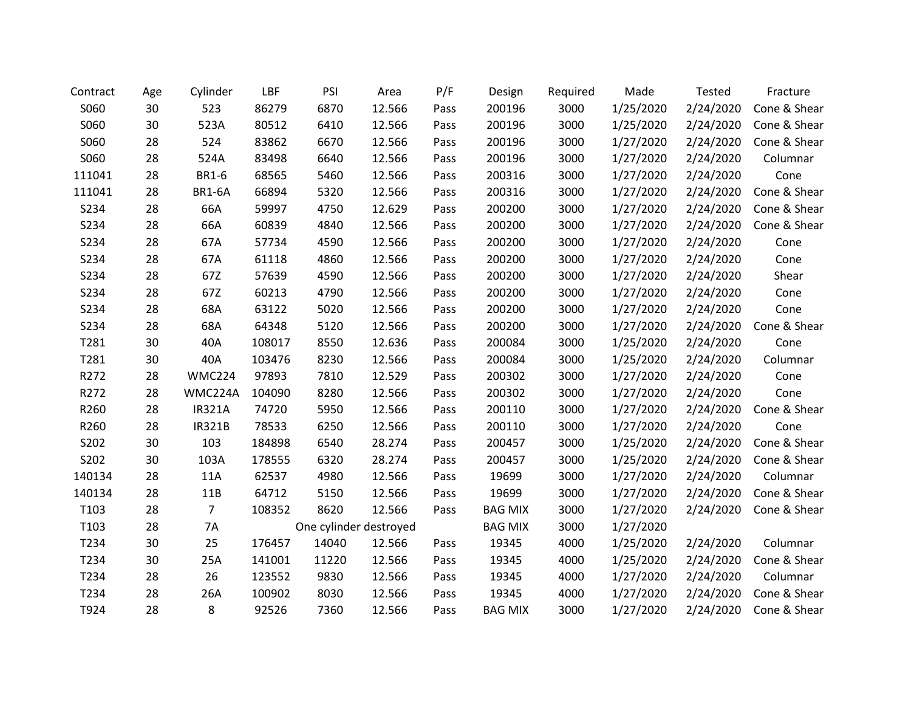| Contract | Age | Cylinder | LBF | PSI | Area | P/F | Design | Required | Made | Tested | Fracture |
|---|---|---|---|---|---|---|---|---|---|---|---|
| S060 | 30 | 523 | 86279 | 6870 | 12.566 | Pass | 200196 | 3000 | 1/25/2020 | 2/24/2020 | Cone & Shear |
| S060 | 30 | 523A | 80512 | 6410 | 12.566 | Pass | 200196 | 3000 | 1/25/2020 | 2/24/2020 | Cone & Shear |
| S060 | 28 | 524 | 83862 | 6670 | 12.566 | Pass | 200196 | 3000 | 1/27/2020 | 2/24/2020 | Cone & Shear |
| S060 | 28 | 524A | 83498 | 6640 | 12.566 | Pass | 200196 | 3000 | 1/27/2020 | 2/24/2020 | Columnar |
| 111041 | 28 | BR1-6 | 68565 | 5460 | 12.566 | Pass | 200316 | 3000 | 1/27/2020 | 2/24/2020 | Cone |
| 111041 | 28 | BR1-6A | 66894 | 5320 | 12.566 | Pass | 200316 | 3000 | 1/27/2020 | 2/24/2020 | Cone & Shear |
| S234 | 28 | 66A | 59997 | 4750 | 12.629 | Pass | 200200 | 3000 | 1/27/2020 | 2/24/2020 | Cone & Shear |
| S234 | 28 | 66A | 60839 | 4840 | 12.566 | Pass | 200200 | 3000 | 1/27/2020 | 2/24/2020 | Cone & Shear |
| S234 | 28 | 67A | 57734 | 4590 | 12.566 | Pass | 200200 | 3000 | 1/27/2020 | 2/24/2020 | Cone |
| S234 | 28 | 67A | 61118 | 4860 | 12.566 | Pass | 200200 | 3000 | 1/27/2020 | 2/24/2020 | Cone |
| S234 | 28 | 67Z | 57639 | 4590 | 12.566 | Pass | 200200 | 3000 | 1/27/2020 | 2/24/2020 | Shear |
| S234 | 28 | 67Z | 60213 | 4790 | 12.566 | Pass | 200200 | 3000 | 1/27/2020 | 2/24/2020 | Cone |
| S234 | 28 | 68A | 63122 | 5020 | 12.566 | Pass | 200200 | 3000 | 1/27/2020 | 2/24/2020 | Cone |
| S234 | 28 | 68A | 64348 | 5120 | 12.566 | Pass | 200200 | 3000 | 1/27/2020 | 2/24/2020 | Cone & Shear |
| T281 | 30 | 40A | 108017 | 8550 | 12.636 | Pass | 200084 | 3000 | 1/25/2020 | 2/24/2020 | Cone |
| T281 | 30 | 40A | 103476 | 8230 | 12.566 | Pass | 200084 | 3000 | 1/25/2020 | 2/24/2020 | Columnar |
| R272 | 28 | WMC224 | 97893 | 7810 | 12.529 | Pass | 200302 | 3000 | 1/27/2020 | 2/24/2020 | Cone |
| R272 | 28 | WMC224A | 104090 | 8280 | 12.566 | Pass | 200302 | 3000 | 1/27/2020 | 2/24/2020 | Cone |
| R260 | 28 | IR321A | 74720 | 5950 | 12.566 | Pass | 200110 | 3000 | 1/27/2020 | 2/24/2020 | Cone & Shear |
| R260 | 28 | IR321B | 78533 | 6250 | 12.566 | Pass | 200110 | 3000 | 1/27/2020 | 2/24/2020 | Cone |
| S202 | 30 | 103 | 184898 | 6540 | 28.274 | Pass | 200457 | 3000 | 1/25/2020 | 2/24/2020 | Cone & Shear |
| S202 | 30 | 103A | 178555 | 6320 | 28.274 | Pass | 200457 | 3000 | 1/25/2020 | 2/24/2020 | Cone & Shear |
| 140134 | 28 | 11A | 62537 | 4980 | 12.566 | Pass | 19699 | 3000 | 1/27/2020 | 2/24/2020 | Columnar |
| 140134 | 28 | 11B | 64712 | 5150 | 12.566 | Pass | 19699 | 3000 | 1/27/2020 | 2/24/2020 | Cone & Shear |
| T103 | 28 | 7 | 108352 | 8620 | 12.566 | Pass | BAG MIX | 3000 | 1/27/2020 | 2/24/2020 | Cone & Shear |
| T103 | 28 | 7A | One cylinder destroyed | | | | BAG MIX | 3000 | 1/27/2020 | | |
| T234 | 30 | 25 | 176457 | 14040 | 12.566 | Pass | 19345 | 4000 | 1/25/2020 | 2/24/2020 | Columnar |
| T234 | 30 | 25A | 141001 | 11220 | 12.566 | Pass | 19345 | 4000 | 1/25/2020 | 2/24/2020 | Cone & Shear |
| T234 | 28 | 26 | 123552 | 9830 | 12.566 | Pass | 19345 | 4000 | 1/27/2020 | 2/24/2020 | Columnar |
| T234 | 28 | 26A | 100902 | 8030 | 12.566 | Pass | 19345 | 4000 | 1/27/2020 | 2/24/2020 | Cone & Shear |
| T924 | 28 | 8 | 92526 | 7360 | 12.566 | Pass | BAG MIX | 3000 | 1/27/2020 | 2/24/2020 | Cone & Shear |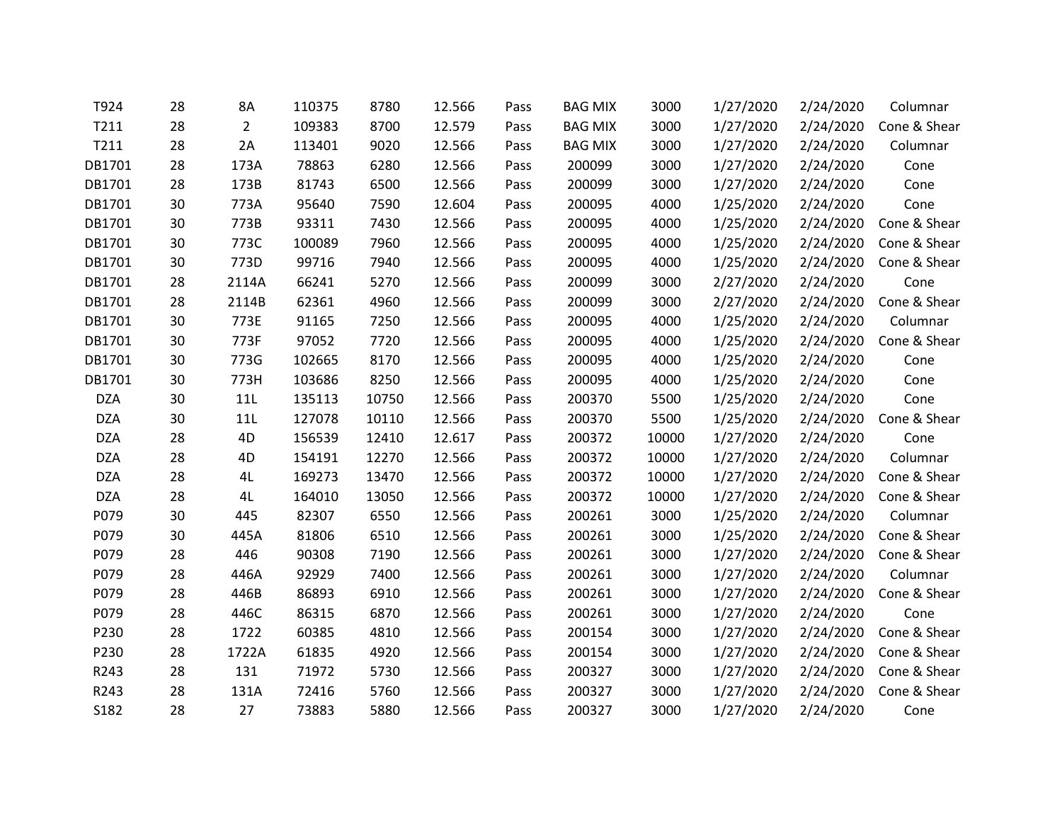| | | | | | | | | | | | |
|---|---|---|---|---|---|---|---|---|---|---|---|
| T924 | 28 | 8A | 110375 | 8780 | 12.566 | Pass | BAG MIX | 3000 | 1/27/2020 | 2/24/2020 | Columnar |
| T211 | 28 | 2 | 109383 | 8700 | 12.579 | Pass | BAG MIX | 3000 | 1/27/2020 | 2/24/2020 | Cone & Shear |
| T211 | 28 | 2A | 113401 | 9020 | 12.566 | Pass | BAG MIX | 3000 | 1/27/2020 | 2/24/2020 | Columnar |
| DB1701 | 28 | 173A | 78863 | 6280 | 12.566 | Pass | 200099 | 3000 | 1/27/2020 | 2/24/2020 | Cone |
| DB1701 | 28 | 173B | 81743 | 6500 | 12.566 | Pass | 200099 | 3000 | 1/27/2020 | 2/24/2020 | Cone |
| DB1701 | 30 | 773A | 95640 | 7590 | 12.604 | Pass | 200095 | 4000 | 1/25/2020 | 2/24/2020 | Cone |
| DB1701 | 30 | 773B | 93311 | 7430 | 12.566 | Pass | 200095 | 4000 | 1/25/2020 | 2/24/2020 | Cone & Shear |
| DB1701 | 30 | 773C | 100089 | 7960 | 12.566 | Pass | 200095 | 4000 | 1/25/2020 | 2/24/2020 | Cone & Shear |
| DB1701 | 30 | 773D | 99716 | 7940 | 12.566 | Pass | 200095 | 4000 | 1/25/2020 | 2/24/2020 | Cone & Shear |
| DB1701 | 28 | 2114A | 66241 | 5270 | 12.566 | Pass | 200099 | 3000 | 2/27/2020 | 2/24/2020 | Cone |
| DB1701 | 28 | 2114B | 62361 | 4960 | 12.566 | Pass | 200099 | 3000 | 2/27/2020 | 2/24/2020 | Cone & Shear |
| DB1701 | 30 | 773E | 91165 | 7250 | 12.566 | Pass | 200095 | 4000 | 1/25/2020 | 2/24/2020 | Columnar |
| DB1701 | 30 | 773F | 97052 | 7720 | 12.566 | Pass | 200095 | 4000 | 1/25/2020 | 2/24/2020 | Cone & Shear |
| DB1701 | 30 | 773G | 102665 | 8170 | 12.566 | Pass | 200095 | 4000 | 1/25/2020 | 2/24/2020 | Cone |
| DB1701 | 30 | 773H | 103686 | 8250 | 12.566 | Pass | 200095 | 4000 | 1/25/2020 | 2/24/2020 | Cone |
| DZA | 30 | 11L | 135113 | 10750 | 12.566 | Pass | 200370 | 5500 | 1/25/2020 | 2/24/2020 | Cone |
| DZA | 30 | 11L | 127078 | 10110 | 12.566 | Pass | 200370 | 5500 | 1/25/2020 | 2/24/2020 | Cone & Shear |
| DZA | 28 | 4D | 156539 | 12410 | 12.617 | Pass | 200372 | 10000 | 1/27/2020 | 2/24/2020 | Cone |
| DZA | 28 | 4D | 154191 | 12270 | 12.566 | Pass | 200372 | 10000 | 1/27/2020 | 2/24/2020 | Columnar |
| DZA | 28 | 4L | 169273 | 13470 | 12.566 | Pass | 200372 | 10000 | 1/27/2020 | 2/24/2020 | Cone & Shear |
| DZA | 28 | 4L | 164010 | 13050 | 12.566 | Pass | 200372 | 10000 | 1/27/2020 | 2/24/2020 | Cone & Shear |
| P079 | 30 | 445 | 82307 | 6550 | 12.566 | Pass | 200261 | 3000 | 1/25/2020 | 2/24/2020 | Columnar |
| P079 | 30 | 445A | 81806 | 6510 | 12.566 | Pass | 200261 | 3000 | 1/25/2020 | 2/24/2020 | Cone & Shear |
| P079 | 28 | 446 | 90308 | 7190 | 12.566 | Pass | 200261 | 3000 | 1/27/2020 | 2/24/2020 | Cone & Shear |
| P079 | 28 | 446A | 92929 | 7400 | 12.566 | Pass | 200261 | 3000 | 1/27/2020 | 2/24/2020 | Columnar |
| P079 | 28 | 446B | 86893 | 6910 | 12.566 | Pass | 200261 | 3000 | 1/27/2020 | 2/24/2020 | Cone & Shear |
| P079 | 28 | 446C | 86315 | 6870 | 12.566 | Pass | 200261 | 3000 | 1/27/2020 | 2/24/2020 | Cone |
| P230 | 28 | 1722 | 60385 | 4810 | 12.566 | Pass | 200154 | 3000 | 1/27/2020 | 2/24/2020 | Cone & Shear |
| P230 | 28 | 1722A | 61835 | 4920 | 12.566 | Pass | 200154 | 3000 | 1/27/2020 | 2/24/2020 | Cone & Shear |
| R243 | 28 | 131 | 71972 | 5730 | 12.566 | Pass | 200327 | 3000 | 1/27/2020 | 2/24/2020 | Cone & Shear |
| R243 | 28 | 131A | 72416 | 5760 | 12.566 | Pass | 200327 | 3000 | 1/27/2020 | 2/24/2020 | Cone & Shear |
| S182 | 28 | 27 | 73883 | 5880 | 12.566 | Pass | 200327 | 3000 | 1/27/2020 | 2/24/2020 | Cone |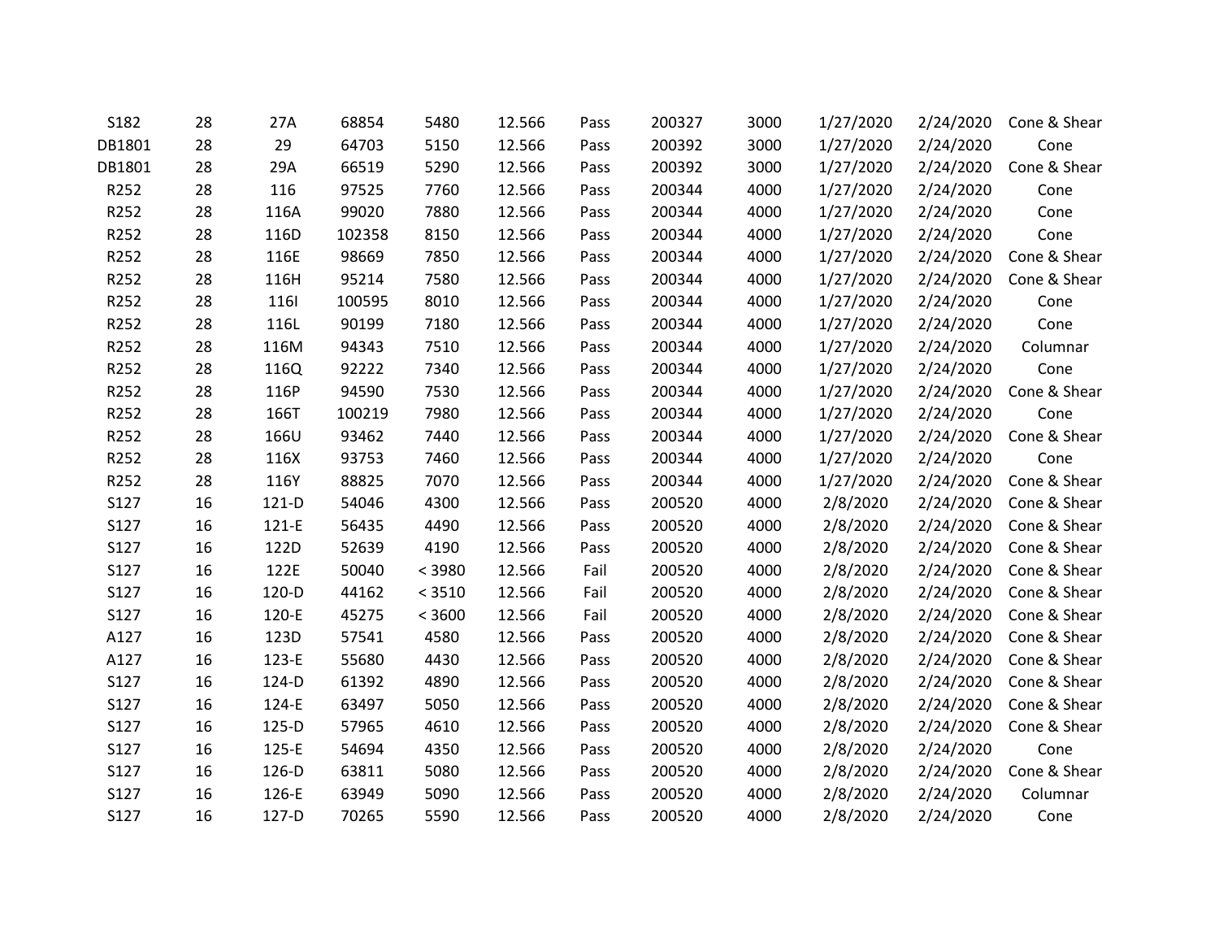| | | | | | | | | | | | |
|---|---|---|---|---|---|---|---|---|---|---|---|
| S182 | 28 | 27A | 68854 | 5480 | 12.566 | Pass | 200327 | 3000 | 1/27/2020 | 2/24/2020 | Cone & Shear |
| DB1801 | 28 | 29 | 64703 | 5150 | 12.566 | Pass | 200392 | 3000 | 1/27/2020 | 2/24/2020 | Cone |
| DB1801 | 28 | 29A | 66519 | 5290 | 12.566 | Pass | 200392 | 3000 | 1/27/2020 | 2/24/2020 | Cone & Shear |
| R252 | 28 | 116 | 97525 | 7760 | 12.566 | Pass | 200344 | 4000 | 1/27/2020 | 2/24/2020 | Cone |
| R252 | 28 | 116A | 99020 | 7880 | 12.566 | Pass | 200344 | 4000 | 1/27/2020 | 2/24/2020 | Cone |
| R252 | 28 | 116D | 102358 | 8150 | 12.566 | Pass | 200344 | 4000 | 1/27/2020 | 2/24/2020 | Cone |
| R252 | 28 | 116E | 98669 | 7850 | 12.566 | Pass | 200344 | 4000 | 1/27/2020 | 2/24/2020 | Cone & Shear |
| R252 | 28 | 116H | 95214 | 7580 | 12.566 | Pass | 200344 | 4000 | 1/27/2020 | 2/24/2020 | Cone & Shear |
| R252 | 28 | 116I | 100595 | 8010 | 12.566 | Pass | 200344 | 4000 | 1/27/2020 | 2/24/2020 | Cone |
| R252 | 28 | 116L | 90199 | 7180 | 12.566 | Pass | 200344 | 4000 | 1/27/2020 | 2/24/2020 | Cone |
| R252 | 28 | 116M | 94343 | 7510 | 12.566 | Pass | 200344 | 4000 | 1/27/2020 | 2/24/2020 | Columnar |
| R252 | 28 | 116Q | 92222 | 7340 | 12.566 | Pass | 200344 | 4000 | 1/27/2020 | 2/24/2020 | Cone |
| R252 | 28 | 116P | 94590 | 7530 | 12.566 | Pass | 200344 | 4000 | 1/27/2020 | 2/24/2020 | Cone & Shear |
| R252 | 28 | 166T | 100219 | 7980 | 12.566 | Pass | 200344 | 4000 | 1/27/2020 | 2/24/2020 | Cone |
| R252 | 28 | 166U | 93462 | 7440 | 12.566 | Pass | 200344 | 4000 | 1/27/2020 | 2/24/2020 | Cone & Shear |
| R252 | 28 | 116X | 93753 | 7460 | 12.566 | Pass | 200344 | 4000 | 1/27/2020 | 2/24/2020 | Cone |
| R252 | 28 | 116Y | 88825 | 7070 | 12.566 | Pass | 200344 | 4000 | 1/27/2020 | 2/24/2020 | Cone & Shear |
| S127 | 16 | 121-D | 54046 | 4300 | 12.566 | Pass | 200520 | 4000 | 2/8/2020 | 2/24/2020 | Cone & Shear |
| S127 | 16 | 121-E | 56435 | 4490 | 12.566 | Pass | 200520 | 4000 | 2/8/2020 | 2/24/2020 | Cone & Shear |
| S127 | 16 | 122D | 52639 | 4190 | 12.566 | Pass | 200520 | 4000 | 2/8/2020 | 2/24/2020 | Cone & Shear |
| S127 | 16 | 122E | 50040 | < 3980 | 12.566 | Fail | 200520 | 4000 | 2/8/2020 | 2/24/2020 | Cone & Shear |
| S127 | 16 | 120-D | 44162 | < 3510 | 12.566 | Fail | 200520 | 4000 | 2/8/2020 | 2/24/2020 | Cone & Shear |
| S127 | 16 | 120-E | 45275 | < 3600 | 12.566 | Fail | 200520 | 4000 | 2/8/2020 | 2/24/2020 | Cone & Shear |
| A127 | 16 | 123D | 57541 | 4580 | 12.566 | Pass | 200520 | 4000 | 2/8/2020 | 2/24/2020 | Cone & Shear |
| A127 | 16 | 123-E | 55680 | 4430 | 12.566 | Pass | 200520 | 4000 | 2/8/2020 | 2/24/2020 | Cone & Shear |
| S127 | 16 | 124-D | 61392 | 4890 | 12.566 | Pass | 200520 | 4000 | 2/8/2020 | 2/24/2020 | Cone & Shear |
| S127 | 16 | 124-E | 63497 | 5050 | 12.566 | Pass | 200520 | 4000 | 2/8/2020 | 2/24/2020 | Cone & Shear |
| S127 | 16 | 125-D | 57965 | 4610 | 12.566 | Pass | 200520 | 4000 | 2/8/2020 | 2/24/2020 | Cone & Shear |
| S127 | 16 | 125-E | 54694 | 4350 | 12.566 | Pass | 200520 | 4000 | 2/8/2020 | 2/24/2020 | Cone |
| S127 | 16 | 126-D | 63811 | 5080 | 12.566 | Pass | 200520 | 4000 | 2/8/2020 | 2/24/2020 | Cone & Shear |
| S127 | 16 | 126-E | 63949 | 5090 | 12.566 | Pass | 200520 | 4000 | 2/8/2020 | 2/24/2020 | Columnar |
| S127 | 16 | 127-D | 70265 | 5590 | 12.566 | Pass | 200520 | 4000 | 2/8/2020 | 2/24/2020 | Cone |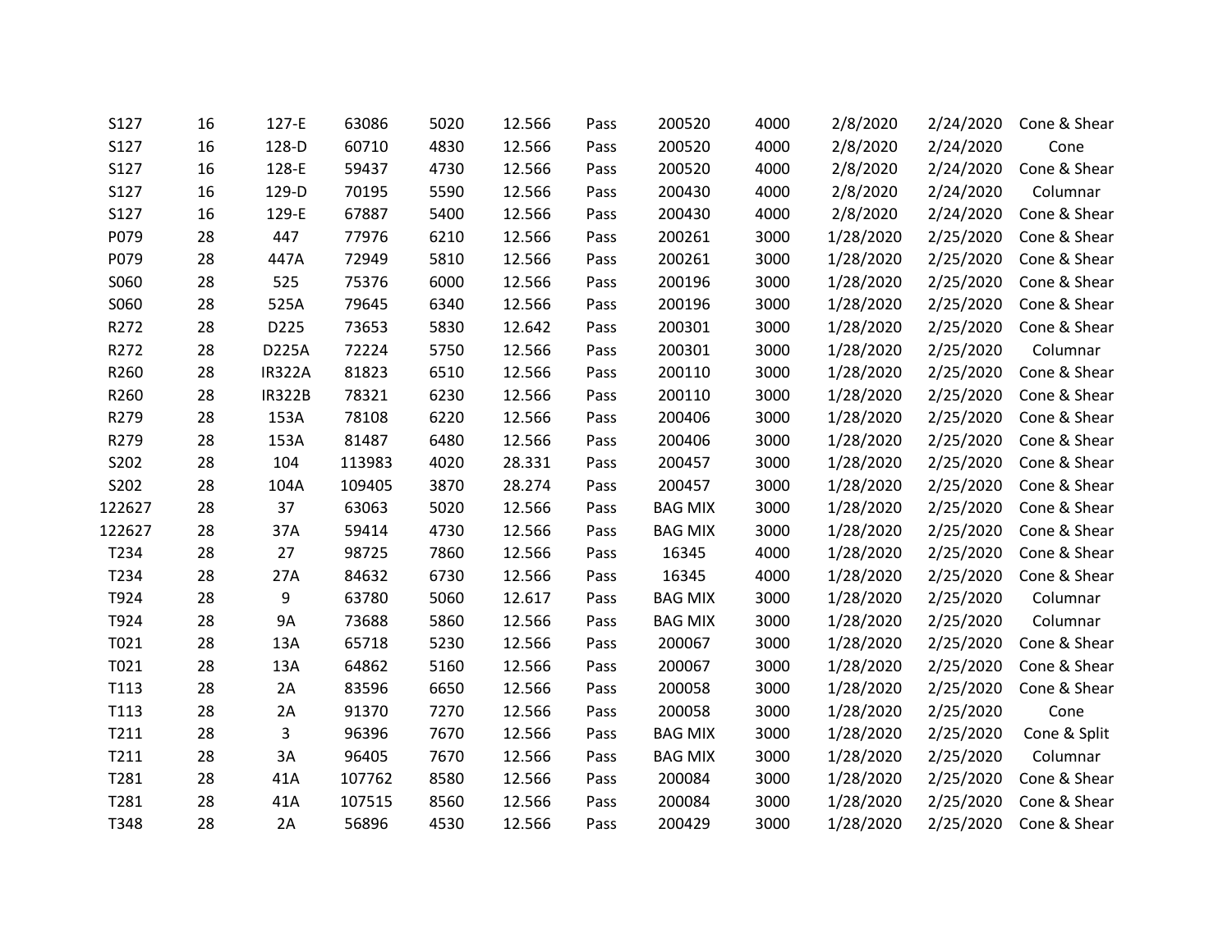| | | | | | | | | | | | |
|---|---|---|---|---|---|---|---|---|---|---|---|
| S127 | 16 | 127-E | 63086 | 5020 | 12.566 | Pass | 200520 | 4000 | 2/8/2020 | 2/24/2020 | Cone & Shear |
| S127 | 16 | 128-D | 60710 | 4830 | 12.566 | Pass | 200520 | 4000 | 2/8/2020 | 2/24/2020 | Cone |
| S127 | 16 | 128-E | 59437 | 4730 | 12.566 | Pass | 200520 | 4000 | 2/8/2020 | 2/24/2020 | Cone & Shear |
| S127 | 16 | 129-D | 70195 | 5590 | 12.566 | Pass | 200430 | 4000 | 2/8/2020 | 2/24/2020 | Columnar |
| S127 | 16 | 129-E | 67887 | 5400 | 12.566 | Pass | 200430 | 4000 | 2/8/2020 | 2/24/2020 | Cone & Shear |
| P079 | 28 | 447 | 77976 | 6210 | 12.566 | Pass | 200261 | 3000 | 1/28/2020 | 2/25/2020 | Cone & Shear |
| P079 | 28 | 447A | 72949 | 5810 | 12.566 | Pass | 200261 | 3000 | 1/28/2020 | 2/25/2020 | Cone & Shear |
| S060 | 28 | 525 | 75376 | 6000 | 12.566 | Pass | 200196 | 3000 | 1/28/2020 | 2/25/2020 | Cone & Shear |
| S060 | 28 | 525A | 79645 | 6340 | 12.566 | Pass | 200196 | 3000 | 1/28/2020 | 2/25/2020 | Cone & Shear |
| R272 | 28 | D225 | 73653 | 5830 | 12.642 | Pass | 200301 | 3000 | 1/28/2020 | 2/25/2020 | Cone & Shear |
| R272 | 28 | D225A | 72224 | 5750 | 12.566 | Pass | 200301 | 3000 | 1/28/2020 | 2/25/2020 | Columnar |
| R260 | 28 | IR322A | 81823 | 6510 | 12.566 | Pass | 200110 | 3000 | 1/28/2020 | 2/25/2020 | Cone & Shear |
| R260 | 28 | IR322B | 78321 | 6230 | 12.566 | Pass | 200110 | 3000 | 1/28/2020 | 2/25/2020 | Cone & Shear |
| R279 | 28 | 153A | 78108 | 6220 | 12.566 | Pass | 200406 | 3000 | 1/28/2020 | 2/25/2020 | Cone & Shear |
| R279 | 28 | 153A | 81487 | 6480 | 12.566 | Pass | 200406 | 3000 | 1/28/2020 | 2/25/2020 | Cone & Shear |
| S202 | 28 | 104 | 113983 | 4020 | 28.331 | Pass | 200457 | 3000 | 1/28/2020 | 2/25/2020 | Cone & Shear |
| S202 | 28 | 104A | 109405 | 3870 | 28.274 | Pass | 200457 | 3000 | 1/28/2020 | 2/25/2020 | Cone & Shear |
| 122627 | 28 | 37 | 63063 | 5020 | 12.566 | Pass | BAG MIX | 3000 | 1/28/2020 | 2/25/2020 | Cone & Shear |
| 122627 | 28 | 37A | 59414 | 4730 | 12.566 | Pass | BAG MIX | 3000 | 1/28/2020 | 2/25/2020 | Cone & Shear |
| T234 | 28 | 27 | 98725 | 7860 | 12.566 | Pass | 16345 | 4000 | 1/28/2020 | 2/25/2020 | Cone & Shear |
| T234 | 28 | 27A | 84632 | 6730 | 12.566 | Pass | 16345 | 4000 | 1/28/2020 | 2/25/2020 | Cone & Shear |
| T924 | 28 | 9 | 63780 | 5060 | 12.617 | Pass | BAG MIX | 3000 | 1/28/2020 | 2/25/2020 | Columnar |
| T924 | 28 | 9A | 73688 | 5860 | 12.566 | Pass | BAG MIX | 3000 | 1/28/2020 | 2/25/2020 | Columnar |
| T021 | 28 | 13A | 65718 | 5230 | 12.566 | Pass | 200067 | 3000 | 1/28/2020 | 2/25/2020 | Cone & Shear |
| T021 | 28 | 13A | 64862 | 5160 | 12.566 | Pass | 200067 | 3000 | 1/28/2020 | 2/25/2020 | Cone & Shear |
| T113 | 28 | 2A | 83596 | 6650 | 12.566 | Pass | 200058 | 3000 | 1/28/2020 | 2/25/2020 | Cone & Shear |
| T113 | 28 | 2A | 91370 | 7270 | 12.566 | Pass | 200058 | 3000 | 1/28/2020 | 2/25/2020 | Cone |
| T211 | 28 | 3 | 96396 | 7670 | 12.566 | Pass | BAG MIX | 3000 | 1/28/2020 | 2/25/2020 | Cone & Split |
| T211 | 28 | 3A | 96405 | 7670 | 12.566 | Pass | BAG MIX | 3000 | 1/28/2020 | 2/25/2020 | Columnar |
| T281 | 28 | 41A | 107762 | 8580 | 12.566 | Pass | 200084 | 3000 | 1/28/2020 | 2/25/2020 | Cone & Shear |
| T281 | 28 | 41A | 107515 | 8560 | 12.566 | Pass | 200084 | 3000 | 1/28/2020 | 2/25/2020 | Cone & Shear |
| T348 | 28 | 2A | 56896 | 4530 | 12.566 | Pass | 200429 | 3000 | 1/28/2020 | 2/25/2020 | Cone & Shear |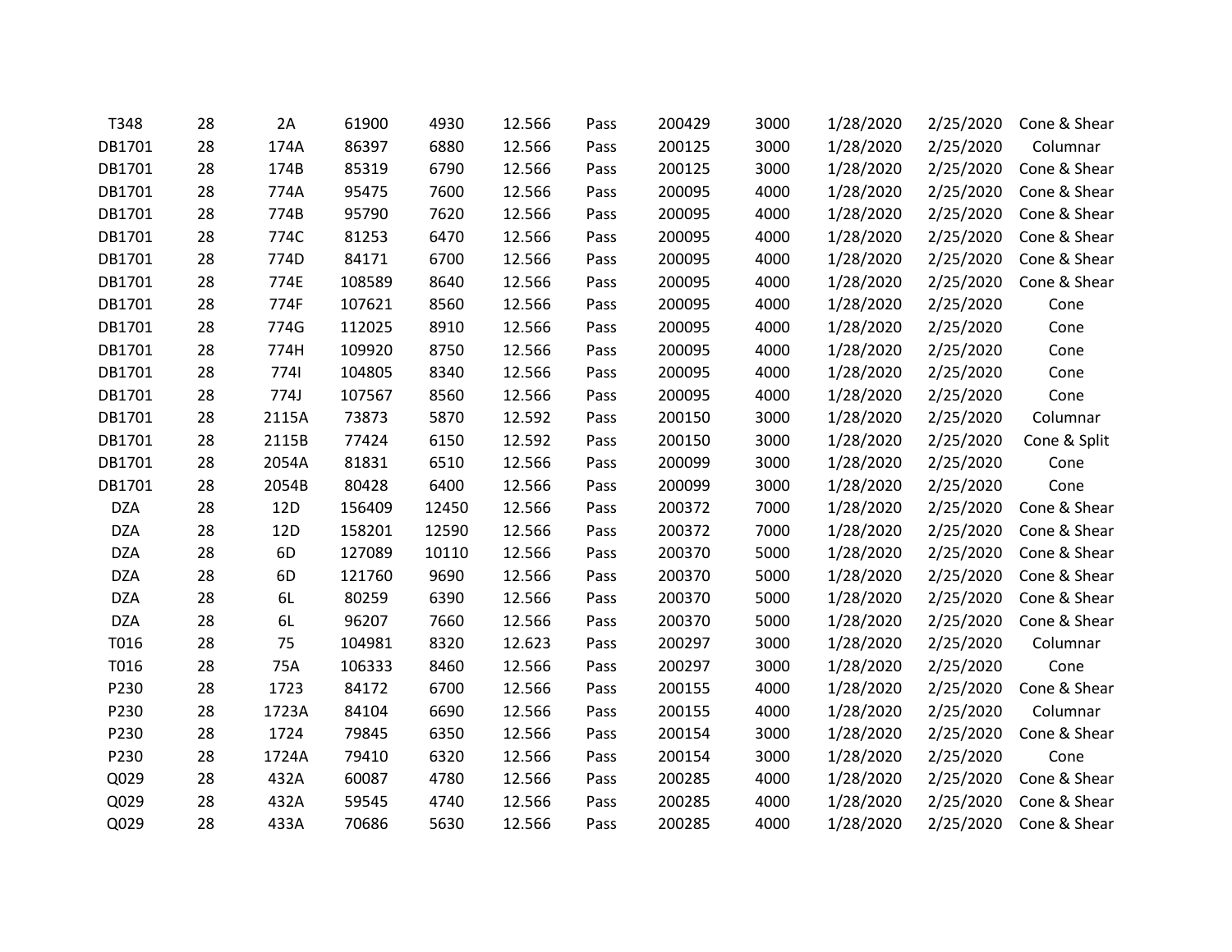| | | | | | | | | | | | |
|---|---|---|---|---|---|---|---|---|---|---|---|
| T348 | 28 | 2A | 61900 | 4930 | 12.566 | Pass | 200429 | 3000 | 1/28/2020 | 2/25/2020 | Cone & Shear |
| DB1701 | 28 | 174A | 86397 | 6880 | 12.566 | Pass | 200125 | 3000 | 1/28/2020 | 2/25/2020 | Columnar |
| DB1701 | 28 | 174B | 85319 | 6790 | 12.566 | Pass | 200125 | 3000 | 1/28/2020 | 2/25/2020 | Cone & Shear |
| DB1701 | 28 | 774A | 95475 | 7600 | 12.566 | Pass | 200095 | 4000 | 1/28/2020 | 2/25/2020 | Cone & Shear |
| DB1701 | 28 | 774B | 95790 | 7620 | 12.566 | Pass | 200095 | 4000 | 1/28/2020 | 2/25/2020 | Cone & Shear |
| DB1701 | 28 | 774C | 81253 | 6470 | 12.566 | Pass | 200095 | 4000 | 1/28/2020 | 2/25/2020 | Cone & Shear |
| DB1701 | 28 | 774D | 84171 | 6700 | 12.566 | Pass | 200095 | 4000 | 1/28/2020 | 2/25/2020 | Cone & Shear |
| DB1701 | 28 | 774E | 108589 | 8640 | 12.566 | Pass | 200095 | 4000 | 1/28/2020 | 2/25/2020 | Cone & Shear |
| DB1701 | 28 | 774F | 107621 | 8560 | 12.566 | Pass | 200095 | 4000 | 1/28/2020 | 2/25/2020 | Cone |
| DB1701 | 28 | 774G | 112025 | 8910 | 12.566 | Pass | 200095 | 4000 | 1/28/2020 | 2/25/2020 | Cone |
| DB1701 | 28 | 774H | 109920 | 8750 | 12.566 | Pass | 200095 | 4000 | 1/28/2020 | 2/25/2020 | Cone |
| DB1701 | 28 | 774I | 104805 | 8340 | 12.566 | Pass | 200095 | 4000 | 1/28/2020 | 2/25/2020 | Cone |
| DB1701 | 28 | 774J | 107567 | 8560 | 12.566 | Pass | 200095 | 4000 | 1/28/2020 | 2/25/2020 | Cone |
| DB1701 | 28 | 2115A | 73873 | 5870 | 12.592 | Pass | 200150 | 3000 | 1/28/2020 | 2/25/2020 | Columnar |
| DB1701 | 28 | 2115B | 77424 | 6150 | 12.592 | Pass | 200150 | 3000 | 1/28/2020 | 2/25/2020 | Cone & Split |
| DB1701 | 28 | 2054A | 81831 | 6510 | 12.566 | Pass | 200099 | 3000 | 1/28/2020 | 2/25/2020 | Cone |
| DB1701 | 28 | 2054B | 80428 | 6400 | 12.566 | Pass | 200099 | 3000 | 1/28/2020 | 2/25/2020 | Cone |
| DZA | 28 | 12D | 156409 | 12450 | 12.566 | Pass | 200372 | 7000 | 1/28/2020 | 2/25/2020 | Cone & Shear |
| DZA | 28 | 12D | 158201 | 12590 | 12.566 | Pass | 200372 | 7000 | 1/28/2020 | 2/25/2020 | Cone & Shear |
| DZA | 28 | 6D | 127089 | 10110 | 12.566 | Pass | 200370 | 5000 | 1/28/2020 | 2/25/2020 | Cone & Shear |
| DZA | 28 | 6D | 121760 | 9690 | 12.566 | Pass | 200370 | 5000 | 1/28/2020 | 2/25/2020 | Cone & Shear |
| DZA | 28 | 6L | 80259 | 6390 | 12.566 | Pass | 200370 | 5000 | 1/28/2020 | 2/25/2020 | Cone & Shear |
| DZA | 28 | 6L | 96207 | 7660 | 12.566 | Pass | 200370 | 5000 | 1/28/2020 | 2/25/2020 | Cone & Shear |
| T016 | 28 | 75 | 104981 | 8320 | 12.623 | Pass | 200297 | 3000 | 1/28/2020 | 2/25/2020 | Columnar |
| T016 | 28 | 75A | 106333 | 8460 | 12.566 | Pass | 200297 | 3000 | 1/28/2020 | 2/25/2020 | Cone |
| P230 | 28 | 1723 | 84172 | 6700 | 12.566 | Pass | 200155 | 4000 | 1/28/2020 | 2/25/2020 | Cone & Shear |
| P230 | 28 | 1723A | 84104 | 6690 | 12.566 | Pass | 200155 | 4000 | 1/28/2020 | 2/25/2020 | Columnar |
| P230 | 28 | 1724 | 79845 | 6350 | 12.566 | Pass | 200154 | 3000 | 1/28/2020 | 2/25/2020 | Cone & Shear |
| P230 | 28 | 1724A | 79410 | 6320 | 12.566 | Pass | 200154 | 3000 | 1/28/2020 | 2/25/2020 | Cone |
| Q029 | 28 | 432A | 60087 | 4780 | 12.566 | Pass | 200285 | 4000 | 1/28/2020 | 2/25/2020 | Cone & Shear |
| Q029 | 28 | 432A | 59545 | 4740 | 12.566 | Pass | 200285 | 4000 | 1/28/2020 | 2/25/2020 | Cone & Shear |
| Q029 | 28 | 433A | 70686 | 5630 | 12.566 | Pass | 200285 | 4000 | 1/28/2020 | 2/25/2020 | Cone & Shear |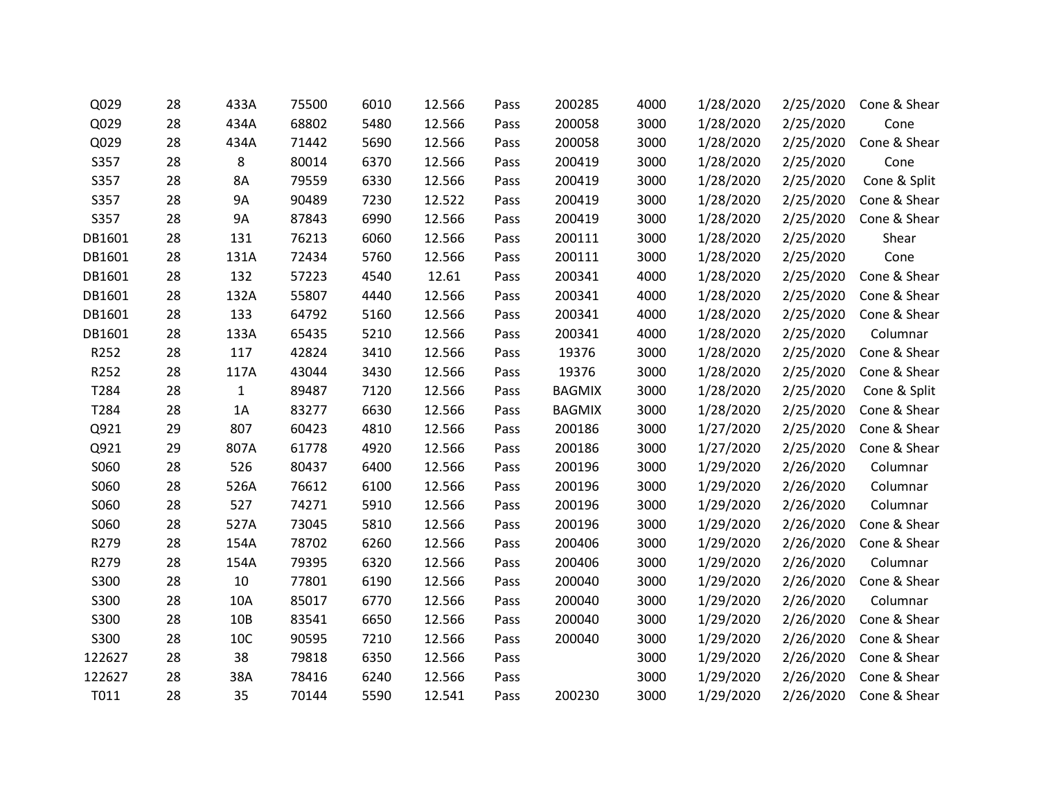| | | | | | | | | | | | |
|---|---|---|---|---|---|---|---|---|---|---|---|
| Q029 | 28 | 433A | 75500 | 6010 | 12.566 | Pass | 200285 | 4000 | 1/28/2020 | 2/25/2020 | Cone & Shear |
| Q029 | 28 | 434A | 68802 | 5480 | 12.566 | Pass | 200058 | 3000 | 1/28/2020 | 2/25/2020 | Cone |
| Q029 | 28 | 434A | 71442 | 5690 | 12.566 | Pass | 200058 | 3000 | 1/28/2020 | 2/25/2020 | Cone & Shear |
| S357 | 28 | 8 | 80014 | 6370 | 12.566 | Pass | 200419 | 3000 | 1/28/2020 | 2/25/2020 | Cone |
| S357 | 28 | 8A | 79559 | 6330 | 12.566 | Pass | 200419 | 3000 | 1/28/2020 | 2/25/2020 | Cone & Split |
| S357 | 28 | 9A | 90489 | 7230 | 12.522 | Pass | 200419 | 3000 | 1/28/2020 | 2/25/2020 | Cone & Shear |
| S357 | 28 | 9A | 87843 | 6990 | 12.566 | Pass | 200419 | 3000 | 1/28/2020 | 2/25/2020 | Cone & Shear |
| DB1601 | 28 | 131 | 76213 | 6060 | 12.566 | Pass | 200111 | 3000 | 1/28/2020 | 2/25/2020 | Shear |
| DB1601 | 28 | 131A | 72434 | 5760 | 12.566 | Pass | 200111 | 3000 | 1/28/2020 | 2/25/2020 | Cone |
| DB1601 | 28 | 132 | 57223 | 4540 | 12.61 | Pass | 200341 | 4000 | 1/28/2020 | 2/25/2020 | Cone & Shear |
| DB1601 | 28 | 132A | 55807 | 4440 | 12.566 | Pass | 200341 | 4000 | 1/28/2020 | 2/25/2020 | Cone & Shear |
| DB1601 | 28 | 133 | 64792 | 5160 | 12.566 | Pass | 200341 | 4000 | 1/28/2020 | 2/25/2020 | Cone & Shear |
| DB1601 | 28 | 133A | 65435 | 5210 | 12.566 | Pass | 200341 | 4000 | 1/28/2020 | 2/25/2020 | Columnar |
| R252 | 28 | 117 | 42824 | 3410 | 12.566 | Pass | 19376 | 3000 | 1/28/2020 | 2/25/2020 | Cone & Shear |
| R252 | 28 | 117A | 43044 | 3430 | 12.566 | Pass | 19376 | 3000 | 1/28/2020 | 2/25/2020 | Cone & Shear |
| T284 | 28 | 1 | 89487 | 7120 | 12.566 | Pass | BAGMIX | 3000 | 1/28/2020 | 2/25/2020 | Cone & Split |
| T284 | 28 | 1A | 83277 | 6630 | 12.566 | Pass | BAGMIX | 3000 | 1/28/2020 | 2/25/2020 | Cone & Shear |
| Q921 | 29 | 807 | 60423 | 4810 | 12.566 | Pass | 200186 | 3000 | 1/27/2020 | 2/25/2020 | Cone & Shear |
| Q921 | 29 | 807A | 61778 | 4920 | 12.566 | Pass | 200186 | 3000 | 1/27/2020 | 2/25/2020 | Cone & Shear |
| S060 | 28 | 526 | 80437 | 6400 | 12.566 | Pass | 200196 | 3000 | 1/29/2020 | 2/26/2020 | Columnar |
| S060 | 28 | 526A | 76612 | 6100 | 12.566 | Pass | 200196 | 3000 | 1/29/2020 | 2/26/2020 | Columnar |
| S060 | 28 | 527 | 74271 | 5910 | 12.566 | Pass | 200196 | 3000 | 1/29/2020 | 2/26/2020 | Columnar |
| S060 | 28 | 527A | 73045 | 5810 | 12.566 | Pass | 200196 | 3000 | 1/29/2020 | 2/26/2020 | Cone & Shear |
| R279 | 28 | 154A | 78702 | 6260 | 12.566 | Pass | 200406 | 3000 | 1/29/2020 | 2/26/2020 | Cone & Shear |
| R279 | 28 | 154A | 79395 | 6320 | 12.566 | Pass | 200406 | 3000 | 1/29/2020 | 2/26/2020 | Columnar |
| S300 | 28 | 10 | 77801 | 6190 | 12.566 | Pass | 200040 | 3000 | 1/29/2020 | 2/26/2020 | Cone & Shear |
| S300 | 28 | 10A | 85017 | 6770 | 12.566 | Pass | 200040 | 3000 | 1/29/2020 | 2/26/2020 | Columnar |
| S300 | 28 | 10B | 83541 | 6650 | 12.566 | Pass | 200040 | 3000 | 1/29/2020 | 2/26/2020 | Cone & Shear |
| S300 | 28 | 10C | 90595 | 7210 | 12.566 | Pass | 200040 | 3000 | 1/29/2020 | 2/26/2020 | Cone & Shear |
| 122627 | 28 | 38 | 79818 | 6350 | 12.566 | Pass | | 3000 | 1/29/2020 | 2/26/2020 | Cone & Shear |
| 122627 | 28 | 38A | 78416 | 6240 | 12.566 | Pass | | 3000 | 1/29/2020 | 2/26/2020 | Cone & Shear |
| T011 | 28 | 35 | 70144 | 5590 | 12.541 | Pass | 200230 | 3000 | 1/29/2020 | 2/26/2020 | Cone & Shear |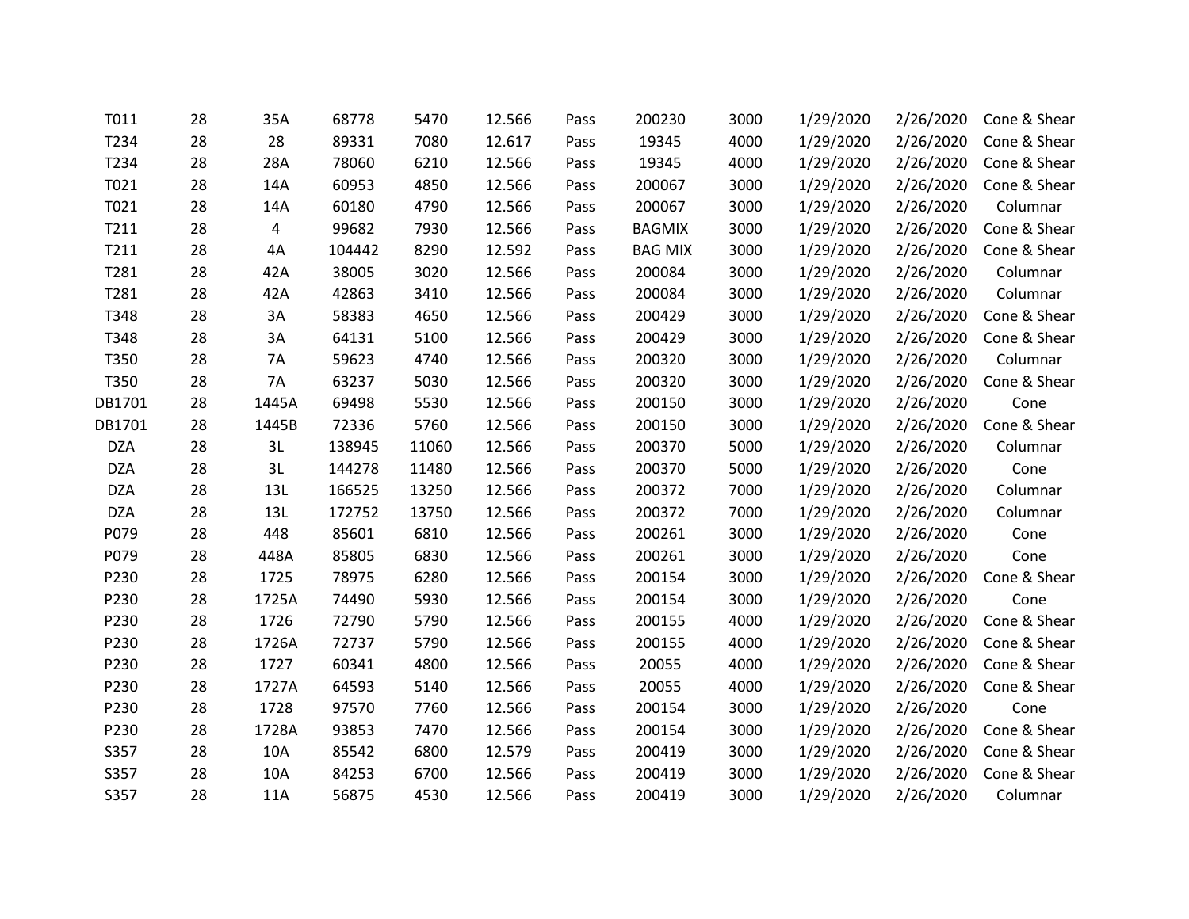| | | | | | | | | | | | |
|---|---|---|---|---|---|---|---|---|---|---|---|
| T011 | 28 | 35A | 68778 | 5470 | 12.566 | Pass | 200230 | 3000 | 1/29/2020 | 2/26/2020 | Cone & Shear |
| T234 | 28 | 28 | 89331 | 7080 | 12.617 | Pass | 19345 | 4000 | 1/29/2020 | 2/26/2020 | Cone & Shear |
| T234 | 28 | 28A | 78060 | 6210 | 12.566 | Pass | 19345 | 4000 | 1/29/2020 | 2/26/2020 | Cone & Shear |
| T021 | 28 | 14A | 60953 | 4850 | 12.566 | Pass | 200067 | 3000 | 1/29/2020 | 2/26/2020 | Cone & Shear |
| T021 | 28 | 14A | 60180 | 4790 | 12.566 | Pass | 200067 | 3000 | 1/29/2020 | 2/26/2020 | Columnar |
| T211 | 28 | 4 | 99682 | 7930 | 12.566 | Pass | BAGMIX | 3000 | 1/29/2020 | 2/26/2020 | Cone & Shear |
| T211 | 28 | 4A | 104442 | 8290 | 12.592 | Pass | BAG MIX | 3000 | 1/29/2020 | 2/26/2020 | Cone & Shear |
| T281 | 28 | 42A | 38005 | 3020 | 12.566 | Pass | 200084 | 3000 | 1/29/2020 | 2/26/2020 | Columnar |
| T281 | 28 | 42A | 42863 | 3410 | 12.566 | Pass | 200084 | 3000 | 1/29/2020 | 2/26/2020 | Columnar |
| T348 | 28 | 3A | 58383 | 4650 | 12.566 | Pass | 200429 | 3000 | 1/29/2020 | 2/26/2020 | Cone & Shear |
| T348 | 28 | 3A | 64131 | 5100 | 12.566 | Pass | 200429 | 3000 | 1/29/2020 | 2/26/2020 | Cone & Shear |
| T350 | 28 | 7A | 59623 | 4740 | 12.566 | Pass | 200320 | 3000 | 1/29/2020 | 2/26/2020 | Columnar |
| T350 | 28 | 7A | 63237 | 5030 | 12.566 | Pass | 200320 | 3000 | 1/29/2020 | 2/26/2020 | Cone & Shear |
| DB1701 | 28 | 1445A | 69498 | 5530 | 12.566 | Pass | 200150 | 3000 | 1/29/2020 | 2/26/2020 | Cone |
| DB1701 | 28 | 1445B | 72336 | 5760 | 12.566 | Pass | 200150 | 3000 | 1/29/2020 | 2/26/2020 | Cone & Shear |
| DZA | 28 | 3L | 138945 | 11060 | 12.566 | Pass | 200370 | 5000 | 1/29/2020 | 2/26/2020 | Columnar |
| DZA | 28 | 3L | 144278 | 11480 | 12.566 | Pass | 200370 | 5000 | 1/29/2020 | 2/26/2020 | Cone |
| DZA | 28 | 13L | 166525 | 13250 | 12.566 | Pass | 200372 | 7000 | 1/29/2020 | 2/26/2020 | Columnar |
| DZA | 28 | 13L | 172752 | 13750 | 12.566 | Pass | 200372 | 7000 | 1/29/2020 | 2/26/2020 | Columnar |
| P079 | 28 | 448 | 85601 | 6810 | 12.566 | Pass | 200261 | 3000 | 1/29/2020 | 2/26/2020 | Cone |
| P079 | 28 | 448A | 85805 | 6830 | 12.566 | Pass | 200261 | 3000 | 1/29/2020 | 2/26/2020 | Cone |
| P230 | 28 | 1725 | 78975 | 6280 | 12.566 | Pass | 200154 | 3000 | 1/29/2020 | 2/26/2020 | Cone & Shear |
| P230 | 28 | 1725A | 74490 | 5930 | 12.566 | Pass | 200154 | 3000 | 1/29/2020 | 2/26/2020 | Cone |
| P230 | 28 | 1726 | 72790 | 5790 | 12.566 | Pass | 200155 | 4000 | 1/29/2020 | 2/26/2020 | Cone & Shear |
| P230 | 28 | 1726A | 72737 | 5790 | 12.566 | Pass | 200155 | 4000 | 1/29/2020 | 2/26/2020 | Cone & Shear |
| P230 | 28 | 1727 | 60341 | 4800 | 12.566 | Pass | 20055 | 4000 | 1/29/2020 | 2/26/2020 | Cone & Shear |
| P230 | 28 | 1727A | 64593 | 5140 | 12.566 | Pass | 20055 | 4000 | 1/29/2020 | 2/26/2020 | Cone & Shear |
| P230 | 28 | 1728 | 97570 | 7760 | 12.566 | Pass | 200154 | 3000 | 1/29/2020 | 2/26/2020 | Cone |
| P230 | 28 | 1728A | 93853 | 7470 | 12.566 | Pass | 200154 | 3000 | 1/29/2020 | 2/26/2020 | Cone & Shear |
| S357 | 28 | 10A | 85542 | 6800 | 12.579 | Pass | 200419 | 3000 | 1/29/2020 | 2/26/2020 | Cone & Shear |
| S357 | 28 | 10A | 84253 | 6700 | 12.566 | Pass | 200419 | 3000 | 1/29/2020 | 2/26/2020 | Cone & Shear |
| S357 | 28 | 11A | 56875 | 4530 | 12.566 | Pass | 200419 | 3000 | 1/29/2020 | 2/26/2020 | Columnar |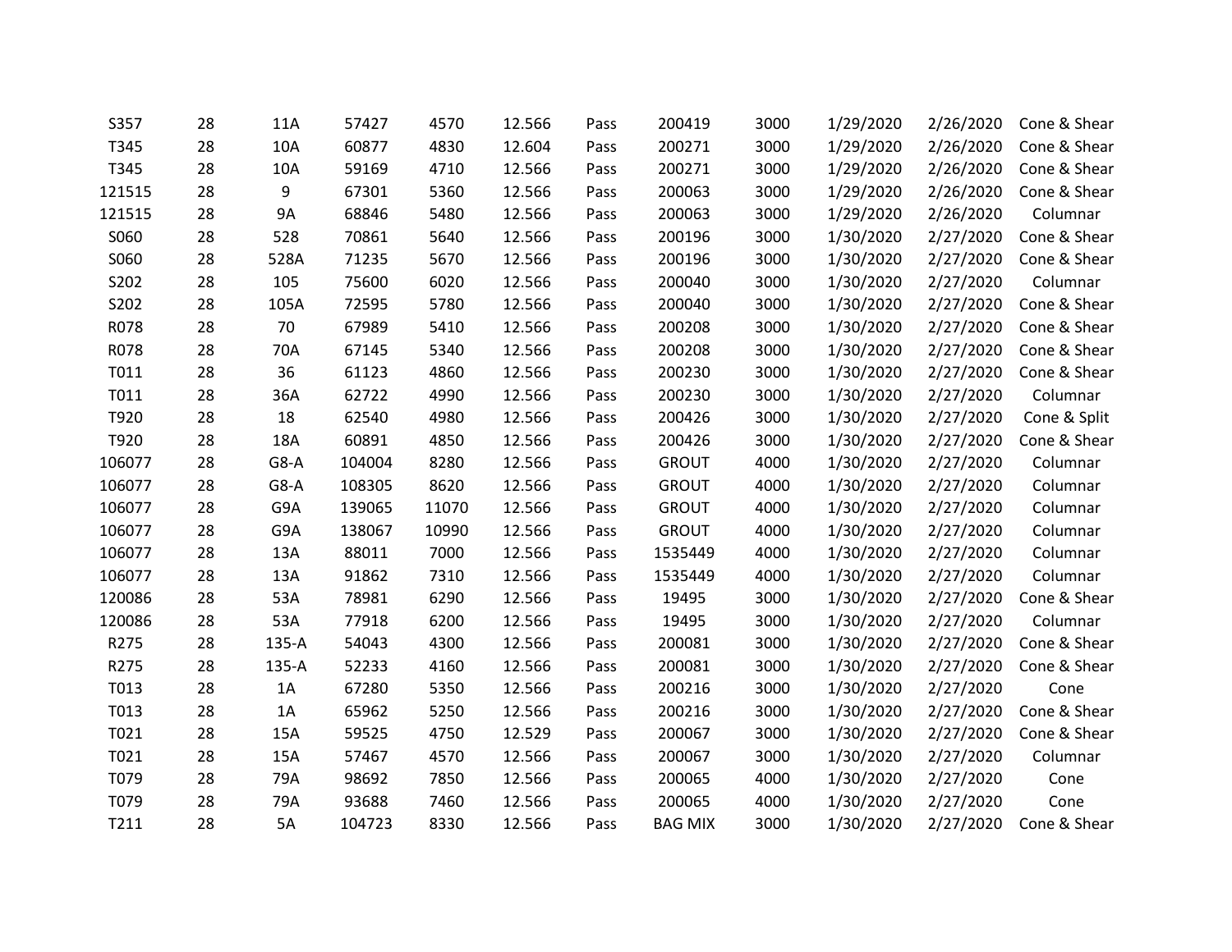| | | | | | | | | | | | |
|---|---|---|---|---|---|---|---|---|---|---|---|
| S357 | 28 | 11A | 57427 | 4570 | 12.566 | Pass | 200419 | 3000 | 1/29/2020 | 2/26/2020 | Cone & Shear |
| T345 | 28 | 10A | 60877 | 4830 | 12.604 | Pass | 200271 | 3000 | 1/29/2020 | 2/26/2020 | Cone & Shear |
| T345 | 28 | 10A | 59169 | 4710 | 12.566 | Pass | 200271 | 3000 | 1/29/2020 | 2/26/2020 | Cone & Shear |
| 121515 | 28 | 9 | 67301 | 5360 | 12.566 | Pass | 200063 | 3000 | 1/29/2020 | 2/26/2020 | Cone & Shear |
| 121515 | 28 | 9A | 68846 | 5480 | 12.566 | Pass | 200063 | 3000 | 1/29/2020 | 2/26/2020 | Columnar |
| S060 | 28 | 528 | 70861 | 5640 | 12.566 | Pass | 200196 | 3000 | 1/30/2020 | 2/27/2020 | Cone & Shear |
| S060 | 28 | 528A | 71235 | 5670 | 12.566 | Pass | 200196 | 3000 | 1/30/2020 | 2/27/2020 | Cone & Shear |
| S202 | 28 | 105 | 75600 | 6020 | 12.566 | Pass | 200040 | 3000 | 1/30/2020 | 2/27/2020 | Columnar |
| S202 | 28 | 105A | 72595 | 5780 | 12.566 | Pass | 200040 | 3000 | 1/30/2020 | 2/27/2020 | Cone & Shear |
| R078 | 28 | 70 | 67989 | 5410 | 12.566 | Pass | 200208 | 3000 | 1/30/2020 | 2/27/2020 | Cone & Shear |
| R078 | 28 | 70A | 67145 | 5340 | 12.566 | Pass | 200208 | 3000 | 1/30/2020 | 2/27/2020 | Cone & Shear |
| T011 | 28 | 36 | 61123 | 4860 | 12.566 | Pass | 200230 | 3000 | 1/30/2020 | 2/27/2020 | Cone & Shear |
| T011 | 28 | 36A | 62722 | 4990 | 12.566 | Pass | 200230 | 3000 | 1/30/2020 | 2/27/2020 | Columnar |
| T920 | 28 | 18 | 62540 | 4980 | 12.566 | Pass | 200426 | 3000 | 1/30/2020 | 2/27/2020 | Cone & Split |
| T920 | 28 | 18A | 60891 | 4850 | 12.566 | Pass | 200426 | 3000 | 1/30/2020 | 2/27/2020 | Cone & Shear |
| 106077 | 28 | G8-A | 104004 | 8280 | 12.566 | Pass | GROUT | 4000 | 1/30/2020 | 2/27/2020 | Columnar |
| 106077 | 28 | G8-A | 108305 | 8620 | 12.566 | Pass | GROUT | 4000 | 1/30/2020 | 2/27/2020 | Columnar |
| 106077 | 28 | G9A | 139065 | 11070 | 12.566 | Pass | GROUT | 4000 | 1/30/2020 | 2/27/2020 | Columnar |
| 106077 | 28 | G9A | 138067 | 10990 | 12.566 | Pass | GROUT | 4000 | 1/30/2020 | 2/27/2020 | Columnar |
| 106077 | 28 | 13A | 88011 | 7000 | 12.566 | Pass | 1535449 | 4000 | 1/30/2020 | 2/27/2020 | Columnar |
| 106077 | 28 | 13A | 91862 | 7310 | 12.566 | Pass | 1535449 | 4000 | 1/30/2020 | 2/27/2020 | Columnar |
| 120086 | 28 | 53A | 78981 | 6290 | 12.566 | Pass | 19495 | 3000 | 1/30/2020 | 2/27/2020 | Cone & Shear |
| 120086 | 28 | 53A | 77918 | 6200 | 12.566 | Pass | 19495 | 3000 | 1/30/2020 | 2/27/2020 | Columnar |
| R275 | 28 | 135-A | 54043 | 4300 | 12.566 | Pass | 200081 | 3000 | 1/30/2020 | 2/27/2020 | Cone & Shear |
| R275 | 28 | 135-A | 52233 | 4160 | 12.566 | Pass | 200081 | 3000 | 1/30/2020 | 2/27/2020 | Cone & Shear |
| T013 | 28 | 1A | 67280 | 5350 | 12.566 | Pass | 200216 | 3000 | 1/30/2020 | 2/27/2020 | Cone |
| T013 | 28 | 1A | 65962 | 5250 | 12.566 | Pass | 200216 | 3000 | 1/30/2020 | 2/27/2020 | Cone & Shear |
| T021 | 28 | 15A | 59525 | 4750 | 12.529 | Pass | 200067 | 3000 | 1/30/2020 | 2/27/2020 | Cone & Shear |
| T021 | 28 | 15A | 57467 | 4570 | 12.566 | Pass | 200067 | 3000 | 1/30/2020 | 2/27/2020 | Columnar |
| T079 | 28 | 79A | 98692 | 7850 | 12.566 | Pass | 200065 | 4000 | 1/30/2020 | 2/27/2020 | Cone |
| T079 | 28 | 79A | 93688 | 7460 | 12.566 | Pass | 200065 | 4000 | 1/30/2020 | 2/27/2020 | Cone |
| T211 | 28 | 5A | 104723 | 8330 | 12.566 | Pass | BAG MIX | 3000 | 1/30/2020 | 2/27/2020 | Cone & Shear |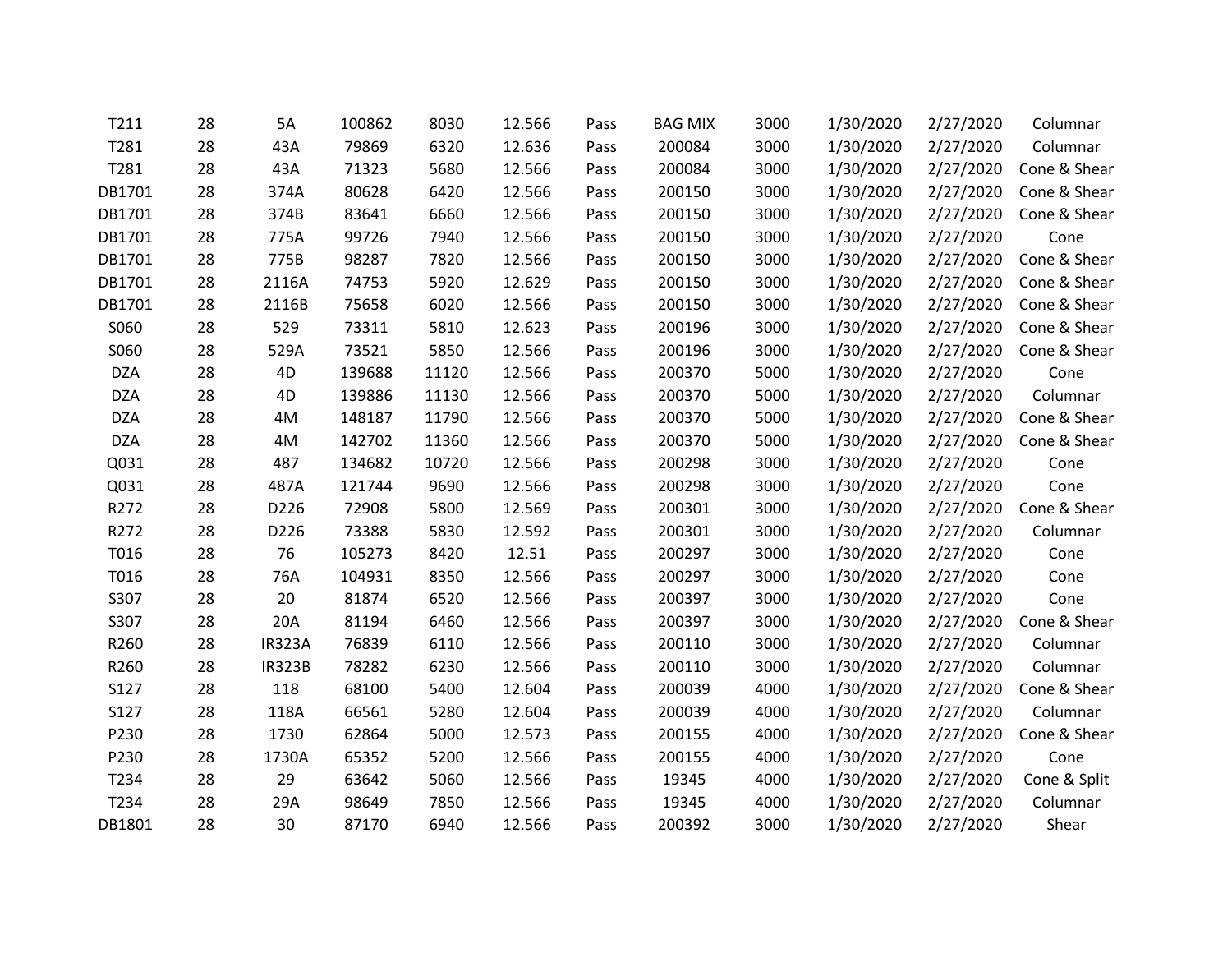| | | | | | | | | | | | |
|---|---|---|---|---|---|---|---|---|---|---|---|
| T211 | 28 | 5A | 100862 | 8030 | 12.566 | Pass | BAG MIX | 3000 | 1/30/2020 | 2/27/2020 | Columnar |
| T281 | 28 | 43A | 79869 | 6320 | 12.636 | Pass | 200084 | 3000 | 1/30/2020 | 2/27/2020 | Columnar |
| T281 | 28 | 43A | 71323 | 5680 | 12.566 | Pass | 200084 | 3000 | 1/30/2020 | 2/27/2020 | Cone & Shear |
| DB1701 | 28 | 374A | 80628 | 6420 | 12.566 | Pass | 200150 | 3000 | 1/30/2020 | 2/27/2020 | Cone & Shear |
| DB1701 | 28 | 374B | 83641 | 6660 | 12.566 | Pass | 200150 | 3000 | 1/30/2020 | 2/27/2020 | Cone & Shear |
| DB1701 | 28 | 775A | 99726 | 7940 | 12.566 | Pass | 200150 | 3000 | 1/30/2020 | 2/27/2020 | Cone |
| DB1701 | 28 | 775B | 98287 | 7820 | 12.566 | Pass | 200150 | 3000 | 1/30/2020 | 2/27/2020 | Cone & Shear |
| DB1701 | 28 | 2116A | 74753 | 5920 | 12.629 | Pass | 200150 | 3000 | 1/30/2020 | 2/27/2020 | Cone & Shear |
| DB1701 | 28 | 2116B | 75658 | 6020 | 12.566 | Pass | 200150 | 3000 | 1/30/2020 | 2/27/2020 | Cone & Shear |
| S060 | 28 | 529 | 73311 | 5810 | 12.623 | Pass | 200196 | 3000 | 1/30/2020 | 2/27/2020 | Cone & Shear |
| S060 | 28 | 529A | 73521 | 5850 | 12.566 | Pass | 200196 | 3000 | 1/30/2020 | 2/27/2020 | Cone & Shear |
| DZA | 28 | 4D | 139688 | 11120 | 12.566 | Pass | 200370 | 5000 | 1/30/2020 | 2/27/2020 | Cone |
| DZA | 28 | 4D | 139886 | 11130 | 12.566 | Pass | 200370 | 5000 | 1/30/2020 | 2/27/2020 | Columnar |
| DZA | 28 | 4M | 148187 | 11790 | 12.566 | Pass | 200370 | 5000 | 1/30/2020 | 2/27/2020 | Cone & Shear |
| DZA | 28 | 4M | 142702 | 11360 | 12.566 | Pass | 200370 | 5000 | 1/30/2020 | 2/27/2020 | Cone & Shear |
| Q031 | 28 | 487 | 134682 | 10720 | 12.566 | Pass | 200298 | 3000 | 1/30/2020 | 2/27/2020 | Cone |
| Q031 | 28 | 487A | 121744 | 9690 | 12.566 | Pass | 200298 | 3000 | 1/30/2020 | 2/27/2020 | Cone |
| R272 | 28 | D226 | 72908 | 5800 | 12.569 | Pass | 200301 | 3000 | 1/30/2020 | 2/27/2020 | Cone & Shear |
| R272 | 28 | D226 | 73388 | 5830 | 12.592 | Pass | 200301 | 3000 | 1/30/2020 | 2/27/2020 | Columnar |
| T016 | 28 | 76 | 105273 | 8420 | 12.51 | Pass | 200297 | 3000 | 1/30/2020 | 2/27/2020 | Cone |
| T016 | 28 | 76A | 104931 | 8350 | 12.566 | Pass | 200297 | 3000 | 1/30/2020 | 2/27/2020 | Cone |
| S307 | 28 | 20 | 81874 | 6520 | 12.566 | Pass | 200397 | 3000 | 1/30/2020 | 2/27/2020 | Cone |
| S307 | 28 | 20A | 81194 | 6460 | 12.566 | Pass | 200397 | 3000 | 1/30/2020 | 2/27/2020 | Cone & Shear |
| R260 | 28 | IR323A | 76839 | 6110 | 12.566 | Pass | 200110 | 3000 | 1/30/2020 | 2/27/2020 | Columnar |
| R260 | 28 | IR323B | 78282 | 6230 | 12.566 | Pass | 200110 | 3000 | 1/30/2020 | 2/27/2020 | Columnar |
| S127 | 28 | 118 | 68100 | 5400 | 12.604 | Pass | 200039 | 4000 | 1/30/2020 | 2/27/2020 | Cone & Shear |
| S127 | 28 | 118A | 66561 | 5280 | 12.604 | Pass | 200039 | 4000 | 1/30/2020 | 2/27/2020 | Columnar |
| P230 | 28 | 1730 | 62864 | 5000 | 12.573 | Pass | 200155 | 4000 | 1/30/2020 | 2/27/2020 | Cone & Shear |
| P230 | 28 | 1730A | 65352 | 5200 | 12.566 | Pass | 200155 | 4000 | 1/30/2020 | 2/27/2020 | Cone |
| T234 | 28 | 29 | 63642 | 5060 | 12.566 | Pass | 19345 | 4000 | 1/30/2020 | 2/27/2020 | Cone & Split |
| T234 | 28 | 29A | 98649 | 7850 | 12.566 | Pass | 19345 | 4000 | 1/30/2020 | 2/27/2020 | Columnar |
| DB1801 | 28 | 30 | 87170 | 6940 | 12.566 | Pass | 200392 | 3000 | 1/30/2020 | 2/27/2020 | Shear |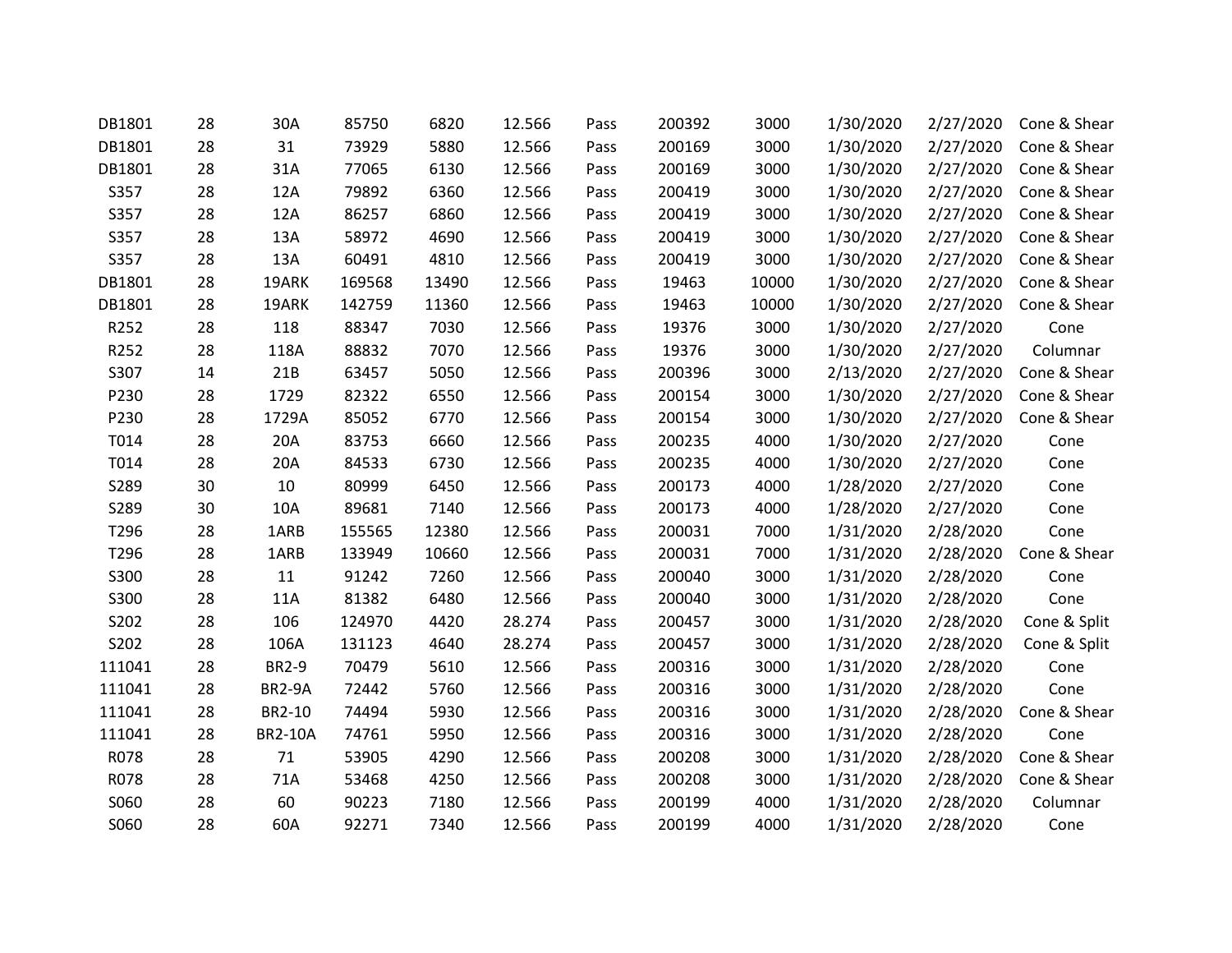| | | | | | | | | | | | |
|---|---|---|---|---|---|---|---|---|---|---|---|
| DB1801 | 28 | 30A | 85750 | 6820 | 12.566 | Pass | 200392 | 3000 | 1/30/2020 | 2/27/2020 | Cone & Shear |
| DB1801 | 28 | 31 | 73929 | 5880 | 12.566 | Pass | 200169 | 3000 | 1/30/2020 | 2/27/2020 | Cone & Shear |
| DB1801 | 28 | 31A | 77065 | 6130 | 12.566 | Pass | 200169 | 3000 | 1/30/2020 | 2/27/2020 | Cone & Shear |
| S357 | 28 | 12A | 79892 | 6360 | 12.566 | Pass | 200419 | 3000 | 1/30/2020 | 2/27/2020 | Cone & Shear |
| S357 | 28 | 12A | 86257 | 6860 | 12.566 | Pass | 200419 | 3000 | 1/30/2020 | 2/27/2020 | Cone & Shear |
| S357 | 28 | 13A | 58972 | 4690 | 12.566 | Pass | 200419 | 3000 | 1/30/2020 | 2/27/2020 | Cone & Shear |
| S357 | 28 | 13A | 60491 | 4810 | 12.566 | Pass | 200419 | 3000 | 1/30/2020 | 2/27/2020 | Cone & Shear |
| DB1801 | 28 | 19ARK | 169568 | 13490 | 12.566 | Pass | 19463 | 10000 | 1/30/2020 | 2/27/2020 | Cone & Shear |
| DB1801 | 28 | 19ARK | 142759 | 11360 | 12.566 | Pass | 19463 | 10000 | 1/30/2020 | 2/27/2020 | Cone & Shear |
| R252 | 28 | 118 | 88347 | 7030 | 12.566 | Pass | 19376 | 3000 | 1/30/2020 | 2/27/2020 | Cone |
| R252 | 28 | 118A | 88832 | 7070 | 12.566 | Pass | 19376 | 3000 | 1/30/2020 | 2/27/2020 | Columnar |
| S307 | 14 | 21B | 63457 | 5050 | 12.566 | Pass | 200396 | 3000 | 2/13/2020 | 2/27/2020 | Cone & Shear |
| P230 | 28 | 1729 | 82322 | 6550 | 12.566 | Pass | 200154 | 3000 | 1/30/2020 | 2/27/2020 | Cone & Shear |
| P230 | 28 | 1729A | 85052 | 6770 | 12.566 | Pass | 200154 | 3000 | 1/30/2020 | 2/27/2020 | Cone & Shear |
| T014 | 28 | 20A | 83753 | 6660 | 12.566 | Pass | 200235 | 4000 | 1/30/2020 | 2/27/2020 | Cone |
| T014 | 28 | 20A | 84533 | 6730 | 12.566 | Pass | 200235 | 4000 | 1/30/2020 | 2/27/2020 | Cone |
| S289 | 30 | 10 | 80999 | 6450 | 12.566 | Pass | 200173 | 4000 | 1/28/2020 | 2/27/2020 | Cone |
| S289 | 30 | 10A | 89681 | 7140 | 12.566 | Pass | 200173 | 4000 | 1/28/2020 | 2/27/2020 | Cone |
| T296 | 28 | 1ARB | 155565 | 12380 | 12.566 | Pass | 200031 | 7000 | 1/31/2020 | 2/28/2020 | Cone |
| T296 | 28 | 1ARB | 133949 | 10660 | 12.566 | Pass | 200031 | 7000 | 1/31/2020 | 2/28/2020 | Cone & Shear |
| S300 | 28 | 11 | 91242 | 7260 | 12.566 | Pass | 200040 | 3000 | 1/31/2020 | 2/28/2020 | Cone |
| S300 | 28 | 11A | 81382 | 6480 | 12.566 | Pass | 200040 | 3000 | 1/31/2020 | 2/28/2020 | Cone |
| S202 | 28 | 106 | 124970 | 4420 | 28.274 | Pass | 200457 | 3000 | 1/31/2020 | 2/28/2020 | Cone & Split |
| S202 | 28 | 106A | 131123 | 4640 | 28.274 | Pass | 200457 | 3000 | 1/31/2020 | 2/28/2020 | Cone & Split |
| 111041 | 28 | BR2-9 | 70479 | 5610 | 12.566 | Pass | 200316 | 3000 | 1/31/2020 | 2/28/2020 | Cone |
| 111041 | 28 | BR2-9A | 72442 | 5760 | 12.566 | Pass | 200316 | 3000 | 1/31/2020 | 2/28/2020 | Cone |
| 111041 | 28 | BR2-10 | 74494 | 5930 | 12.566 | Pass | 200316 | 3000 | 1/31/2020 | 2/28/2020 | Cone & Shear |
| 111041 | 28 | BR2-10A | 74761 | 5950 | 12.566 | Pass | 200316 | 3000 | 1/31/2020 | 2/28/2020 | Cone |
| R078 | 28 | 71 | 53905 | 4290 | 12.566 | Pass | 200208 | 3000 | 1/31/2020 | 2/28/2020 | Cone & Shear |
| R078 | 28 | 71A | 53468 | 4250 | 12.566 | Pass | 200208 | 3000 | 1/31/2020 | 2/28/2020 | Cone & Shear |
| S060 | 28 | 60 | 90223 | 7180 | 12.566 | Pass | 200199 | 4000 | 1/31/2020 | 2/28/2020 | Columnar |
| S060 | 28 | 60A | 92271 | 7340 | 12.566 | Pass | 200199 | 4000 | 1/31/2020 | 2/28/2020 | Cone |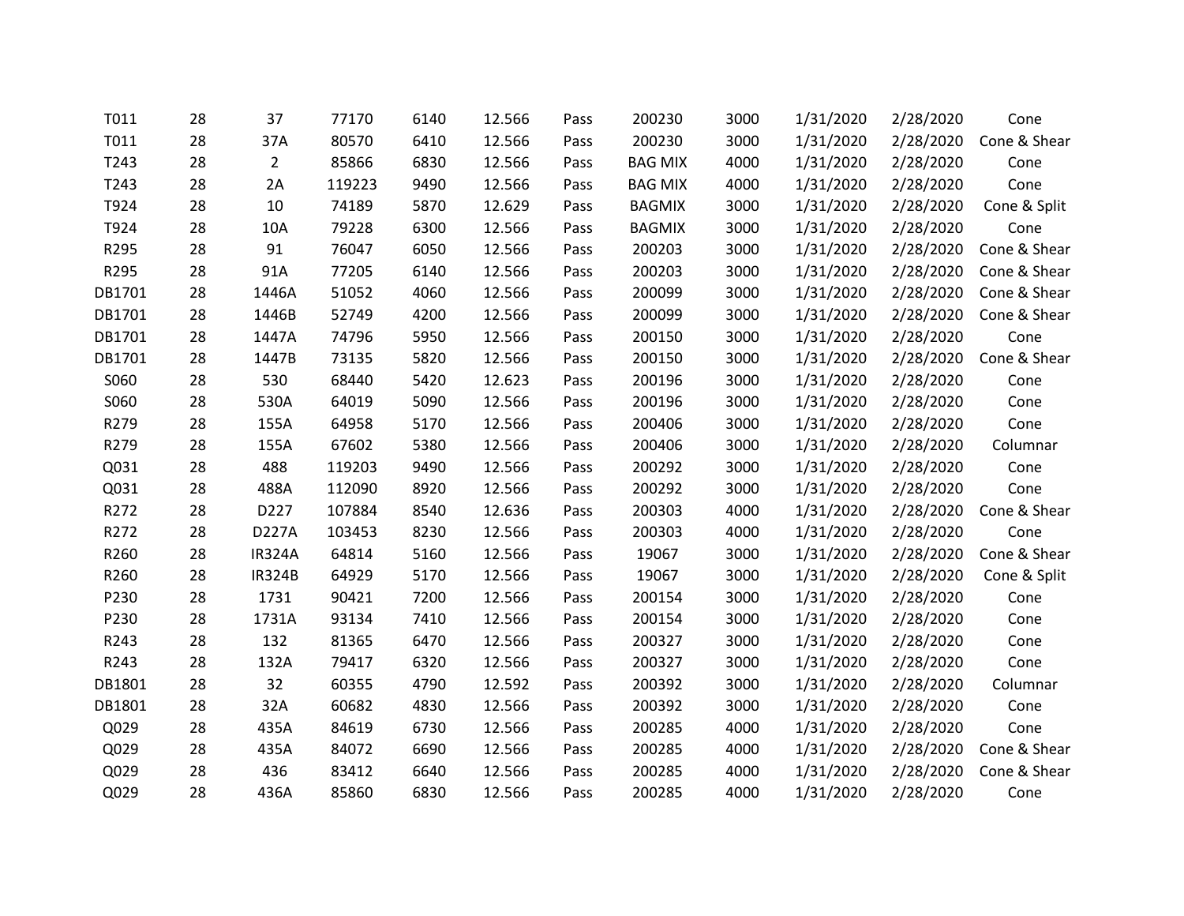| | | | | | | | | | | | |
|---|---|---|---|---|---|---|---|---|---|---|---|
| T011 | 28 | 37 | 77170 | 6140 | 12.566 | Pass | 200230 | 3000 | 1/31/2020 | 2/28/2020 | Cone |
| T011 | 28 | 37A | 80570 | 6410 | 12.566 | Pass | 200230 | 3000 | 1/31/2020 | 2/28/2020 | Cone & Shear |
| T243 | 28 | 2 | 85866 | 6830 | 12.566 | Pass | BAG MIX | 4000 | 1/31/2020 | 2/28/2020 | Cone |
| T243 | 28 | 2A | 119223 | 9490 | 12.566 | Pass | BAG MIX | 4000 | 1/31/2020 | 2/28/2020 | Cone |
| T924 | 28 | 10 | 74189 | 5870 | 12.629 | Pass | BAGMIX | 3000 | 1/31/2020 | 2/28/2020 | Cone & Split |
| T924 | 28 | 10A | 79228 | 6300 | 12.566 | Pass | BAGMIX | 3000 | 1/31/2020 | 2/28/2020 | Cone |
| R295 | 28 | 91 | 76047 | 6050 | 12.566 | Pass | 200203 | 3000 | 1/31/2020 | 2/28/2020 | Cone & Shear |
| R295 | 28 | 91A | 77205 | 6140 | 12.566 | Pass | 200203 | 3000 | 1/31/2020 | 2/28/2020 | Cone & Shear |
| DB1701 | 28 | 1446A | 51052 | 4060 | 12.566 | Pass | 200099 | 3000 | 1/31/2020 | 2/28/2020 | Cone & Shear |
| DB1701 | 28 | 1446B | 52749 | 4200 | 12.566 | Pass | 200099 | 3000 | 1/31/2020 | 2/28/2020 | Cone & Shear |
| DB1701 | 28 | 1447A | 74796 | 5950 | 12.566 | Pass | 200150 | 3000 | 1/31/2020 | 2/28/2020 | Cone |
| DB1701 | 28 | 1447B | 73135 | 5820 | 12.566 | Pass | 200150 | 3000 | 1/31/2020 | 2/28/2020 | Cone & Shear |
| S060 | 28 | 530 | 68440 | 5420 | 12.623 | Pass | 200196 | 3000 | 1/31/2020 | 2/28/2020 | Cone |
| S060 | 28 | 530A | 64019 | 5090 | 12.566 | Pass | 200196 | 3000 | 1/31/2020 | 2/28/2020 | Cone |
| R279 | 28 | 155A | 64958 | 5170 | 12.566 | Pass | 200406 | 3000 | 1/31/2020 | 2/28/2020 | Cone |
| R279 | 28 | 155A | 67602 | 5380 | 12.566 | Pass | 200406 | 3000 | 1/31/2020 | 2/28/2020 | Columnar |
| Q031 | 28 | 488 | 119203 | 9490 | 12.566 | Pass | 200292 | 3000 | 1/31/2020 | 2/28/2020 | Cone |
| Q031 | 28 | 488A | 112090 | 8920 | 12.566 | Pass | 200292 | 3000 | 1/31/2020 | 2/28/2020 | Cone |
| R272 | 28 | D227 | 107884 | 8540 | 12.636 | Pass | 200303 | 4000 | 1/31/2020 | 2/28/2020 | Cone & Shear |
| R272 | 28 | D227A | 103453 | 8230 | 12.566 | Pass | 200303 | 4000 | 1/31/2020 | 2/28/2020 | Cone |
| R260 | 28 | IR324A | 64814 | 5160 | 12.566 | Pass | 19067 | 3000 | 1/31/2020 | 2/28/2020 | Cone & Shear |
| R260 | 28 | IR324B | 64929 | 5170 | 12.566 | Pass | 19067 | 3000 | 1/31/2020 | 2/28/2020 | Cone & Split |
| P230 | 28 | 1731 | 90421 | 7200 | 12.566 | Pass | 200154 | 3000 | 1/31/2020 | 2/28/2020 | Cone |
| P230 | 28 | 1731A | 93134 | 7410 | 12.566 | Pass | 200154 | 3000 | 1/31/2020 | 2/28/2020 | Cone |
| R243 | 28 | 132 | 81365 | 6470 | 12.566 | Pass | 200327 | 3000 | 1/31/2020 | 2/28/2020 | Cone |
| R243 | 28 | 132A | 79417 | 6320 | 12.566 | Pass | 200327 | 3000 | 1/31/2020 | 2/28/2020 | Cone |
| DB1801 | 28 | 32 | 60355 | 4790 | 12.592 | Pass | 200392 | 3000 | 1/31/2020 | 2/28/2020 | Columnar |
| DB1801 | 28 | 32A | 60682 | 4830 | 12.566 | Pass | 200392 | 3000 | 1/31/2020 | 2/28/2020 | Cone |
| Q029 | 28 | 435A | 84619 | 6730 | 12.566 | Pass | 200285 | 4000 | 1/31/2020 | 2/28/2020 | Cone |
| Q029 | 28 | 435A | 84072 | 6690 | 12.566 | Pass | 200285 | 4000 | 1/31/2020 | 2/28/2020 | Cone & Shear |
| Q029 | 28 | 436 | 83412 | 6640 | 12.566 | Pass | 200285 | 4000 | 1/31/2020 | 2/28/2020 | Cone & Shear |
| Q029 | 28 | 436A | 85860 | 6830 | 12.566 | Pass | 200285 | 4000 | 1/31/2020 | 2/28/2020 | Cone |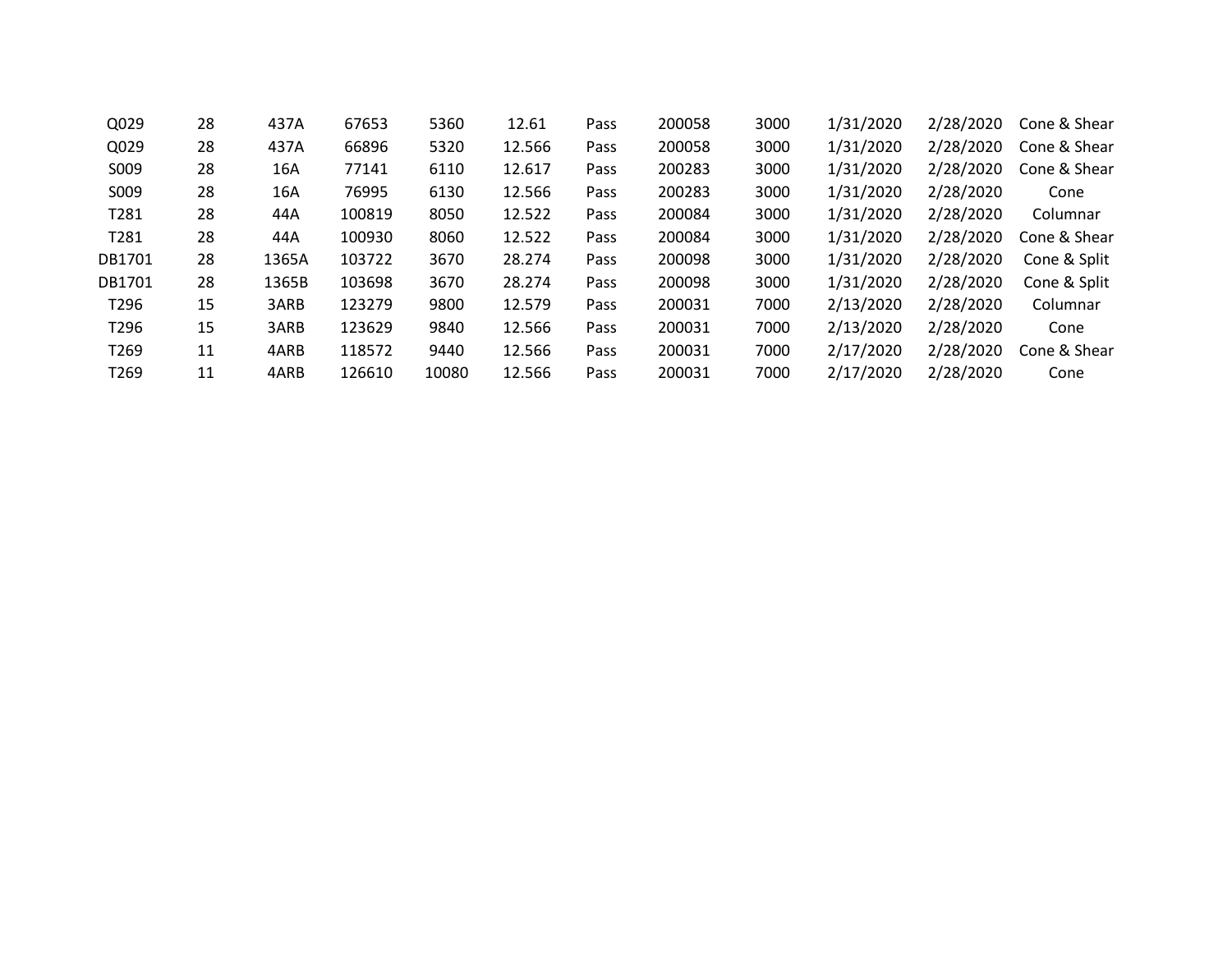| | | | | | | | | | | | |
|---|---|---|---|---|---|---|---|---|---|---|---|
| Q029 | 28 | 437A | 67653 | 5360 | 12.61 | Pass | 200058 | 3000 | 1/31/2020 | 2/28/2020 | Cone & Shear |
| Q029 | 28 | 437A | 66896 | 5320 | 12.566 | Pass | 200058 | 3000 | 1/31/2020 | 2/28/2020 | Cone & Shear |
| S009 | 28 | 16A | 77141 | 6110 | 12.617 | Pass | 200283 | 3000 | 1/31/2020 | 2/28/2020 | Cone & Shear |
| S009 | 28 | 16A | 76995 | 6130 | 12.566 | Pass | 200283 | 3000 | 1/31/2020 | 2/28/2020 | Cone |
| T281 | 28 | 44A | 100819 | 8050 | 12.522 | Pass | 200084 | 3000 | 1/31/2020 | 2/28/2020 | Columnar |
| T281 | 28 | 44A | 100930 | 8060 | 12.522 | Pass | 200084 | 3000 | 1/31/2020 | 2/28/2020 | Cone & Shear |
| DB1701 | 28 | 1365A | 103722 | 3670 | 28.274 | Pass | 200098 | 3000 | 1/31/2020 | 2/28/2020 | Cone & Split |
| DB1701 | 28 | 1365B | 103698 | 3670 | 28.274 | Pass | 200098 | 3000 | 1/31/2020 | 2/28/2020 | Cone & Split |
| T296 | 15 | 3ARB | 123279 | 9800 | 12.579 | Pass | 200031 | 7000 | 2/13/2020 | 2/28/2020 | Columnar |
| T296 | 15 | 3ARB | 123629 | 9840 | 12.566 | Pass | 200031 | 7000 | 2/13/2020 | 2/28/2020 | Cone |
| T269 | 11 | 4ARB | 118572 | 9440 | 12.566 | Pass | 200031 | 7000 | 2/17/2020 | 2/28/2020 | Cone & Shear |
| T269 | 11 | 4ARB | 126610 | 10080 | 12.566 | Pass | 200031 | 7000 | 2/17/2020 | 2/28/2020 | Cone |